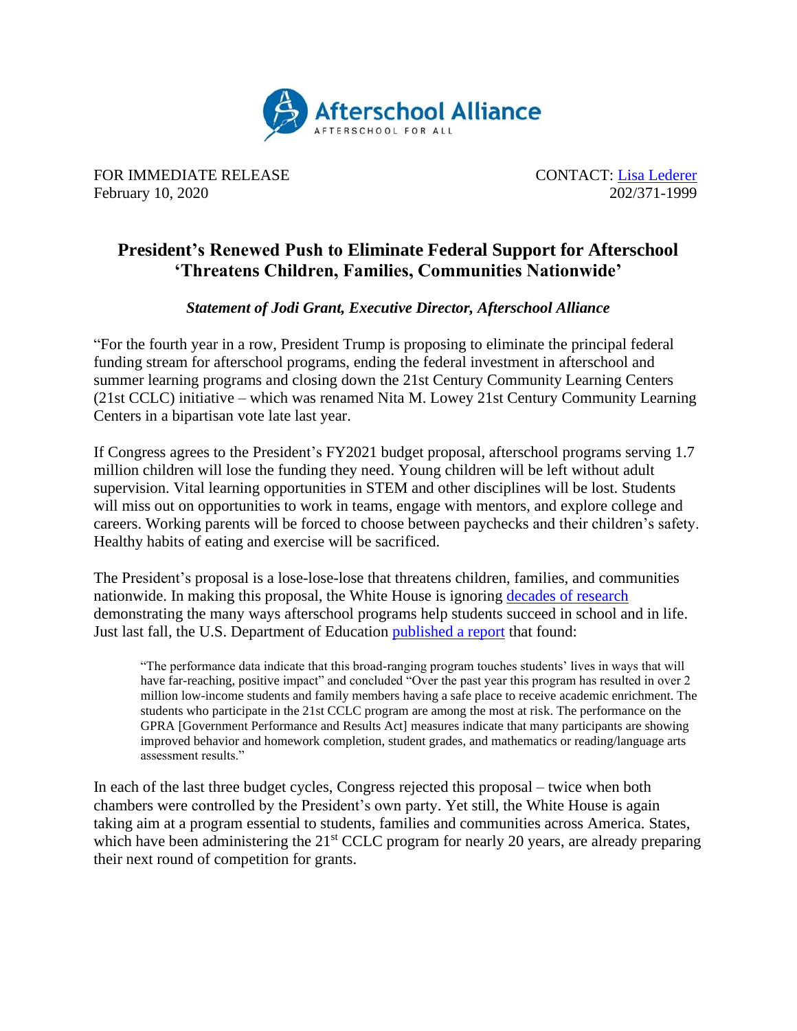Afterschool Alliance
AFTERSCHOOL FOR ALL

FOR IMMEDIATE RELEASE
February 10, 2020

CONTACT: [Lisa Lederer]
202/371-1999

## President's Renewed Push to Eliminate Federal Support for Afterschool 'Threatens Children, Families, Communities Nationwide'

***Statement of Jodi Grant, Executive Director, Afterschool Alliance***

"For the fourth year in a row, President Trump is proposing to eliminate the principal federal funding stream for afterschool programs, ending the federal investment in afterschool and summer learning programs and closing down the 21st Century Community Learning Centers (21st CCLC) initiative – which was renamed Nita M. Lowey 21st Century Community Learning Centers in a bipartisan vote late last year.

If Congress agrees to the President's FY2021 budget proposal, afterschool programs serving 1.7 million children will lose the funding they need. Young children will be left without adult supervision. Vital learning opportunities in STEM and other disciplines will be lost. Students will miss out on opportunities to work in teams, engage with mentors, and explore college and careers. Working parents will be forced to choose between paychecks and their children's safety. Healthy habits of eating and exercise will be sacrificed.

The President's proposal is a lose-lose-lose that threatens children, families, and communities nationwide. In making this proposal, the White House is ignoring decades of research demonstrating the many ways afterschool programs help students succeed in school and in life. Just last fall, the U.S. Department of Education published a report that found:

> "The performance data indicate that this broad-ranging program touches students' lives in ways that will have far-reaching, positive impact" and concluded "Over the past year this program has resulted in over 2 million low-income students and family members having a safe place to receive academic enrichment. The students who participate in the 21st CCLC program are among the most at risk. The performance on the GPRA [Government Performance and Results Act] measures indicate that many participants are showing improved behavior and homework completion, student grades, and mathematics or reading/language arts assessment results."

In each of the last three budget cycles, Congress rejected this proposal – twice when both chambers were controlled by the President's own party. Yet still, the White House is again taking aim at a program essential to students, families and communities across America. States, which have been administering the 21st CCLC program for nearly 20 years, are already preparing their next round of competition for grants.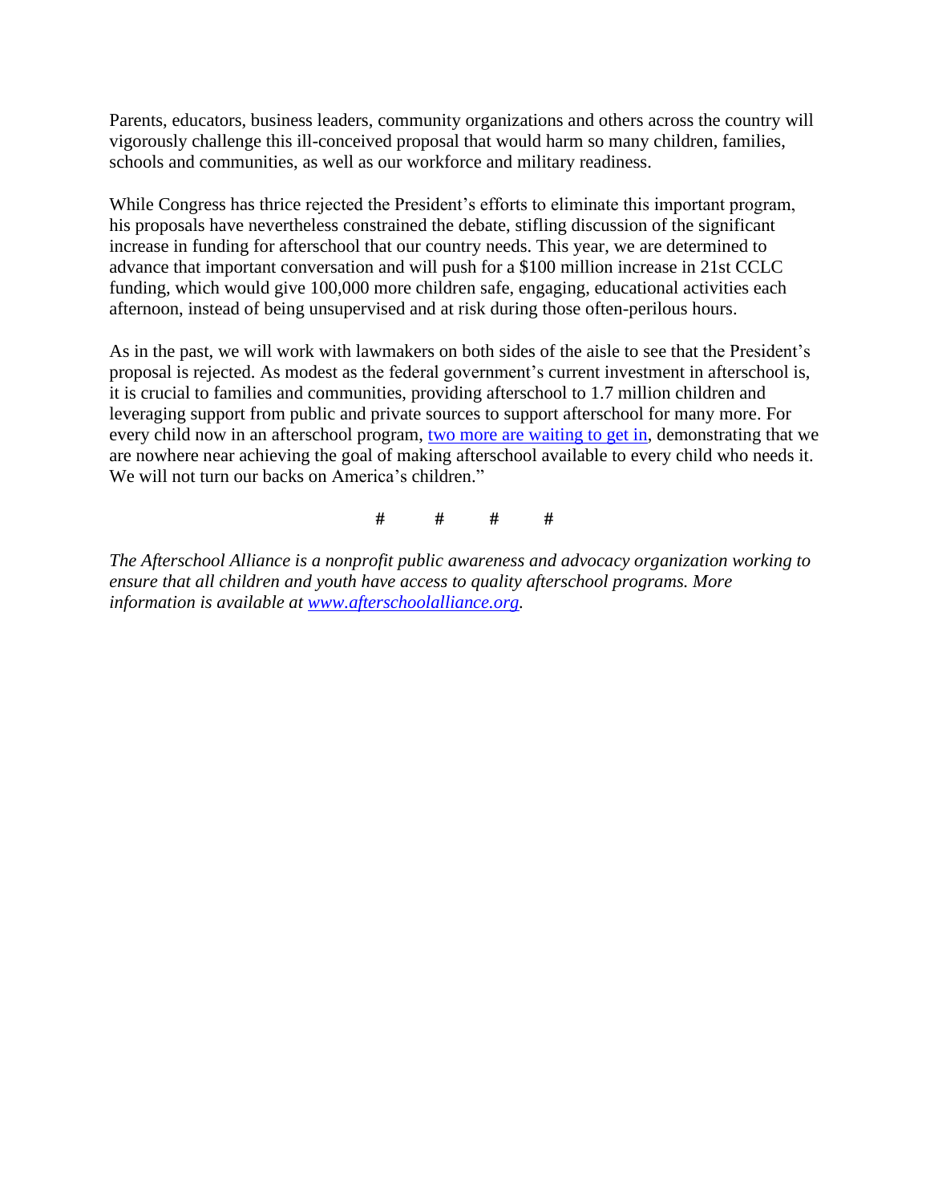Parents, educators, business leaders, community organizations and others across the country will vigorously challenge this ill-conceived proposal that would harm so many children, families, schools and communities, as well as our workforce and military readiness.

While Congress has thrice rejected the President's efforts to eliminate this important program, his proposals have nevertheless constrained the debate, stifling discussion of the significant increase in funding for afterschool that our country needs. This year, we are determined to advance that important conversation and will push for a $100 million increase in 21st CCLC funding, which would give 100,000 more children safe, engaging, educational activities each afternoon, instead of being unsupervised and at risk during those often-perilous hours.

As in the past, we will work with lawmakers on both sides of the aisle to see that the President's proposal is rejected. As modest as the federal government's current investment in afterschool is, it is crucial to families and communities, providing afterschool to 1.7 million children and leveraging support from public and private sources to support afterschool for many more. For every child now in an afterschool program, [two more are waiting to get in](), demonstrating that we are nowhere near achieving the goal of making afterschool available to every child who needs it. We will not turn our backs on America's children."

#     #     #     #

*The Afterschool Alliance is a nonprofit public awareness and advocacy organization working to ensure that all children and youth have access to quality afterschool programs. More information is available at [www.afterschoolalliance.org](http://www.afterschoolalliance.org).*